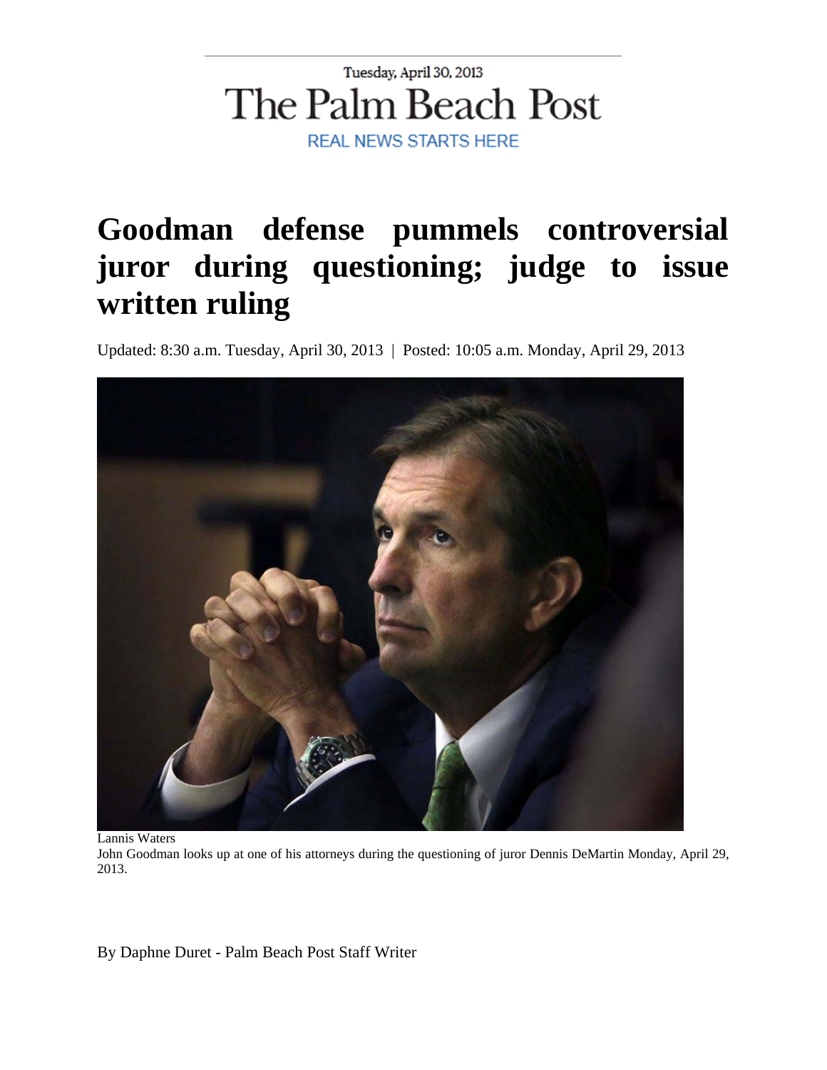Tuesday, April 30, 2013

The Palm Beach Post

REAL NEWS STARTS HERE

# Goodman defense pummels controversial juror during questioning; judge to issue written ruling

Updated: 8:30 a.m. Tuesday, April 30, 2013 | Posted: 10:05 a.m. Monday, April 29, 2013

Lannis Waters

John Goodman looks up at one of his attorneys during the questioning of juror Dennis DeMartin Monday, April 29, 2013.

By Daphne Duret - Palm Beach Post Staff Writer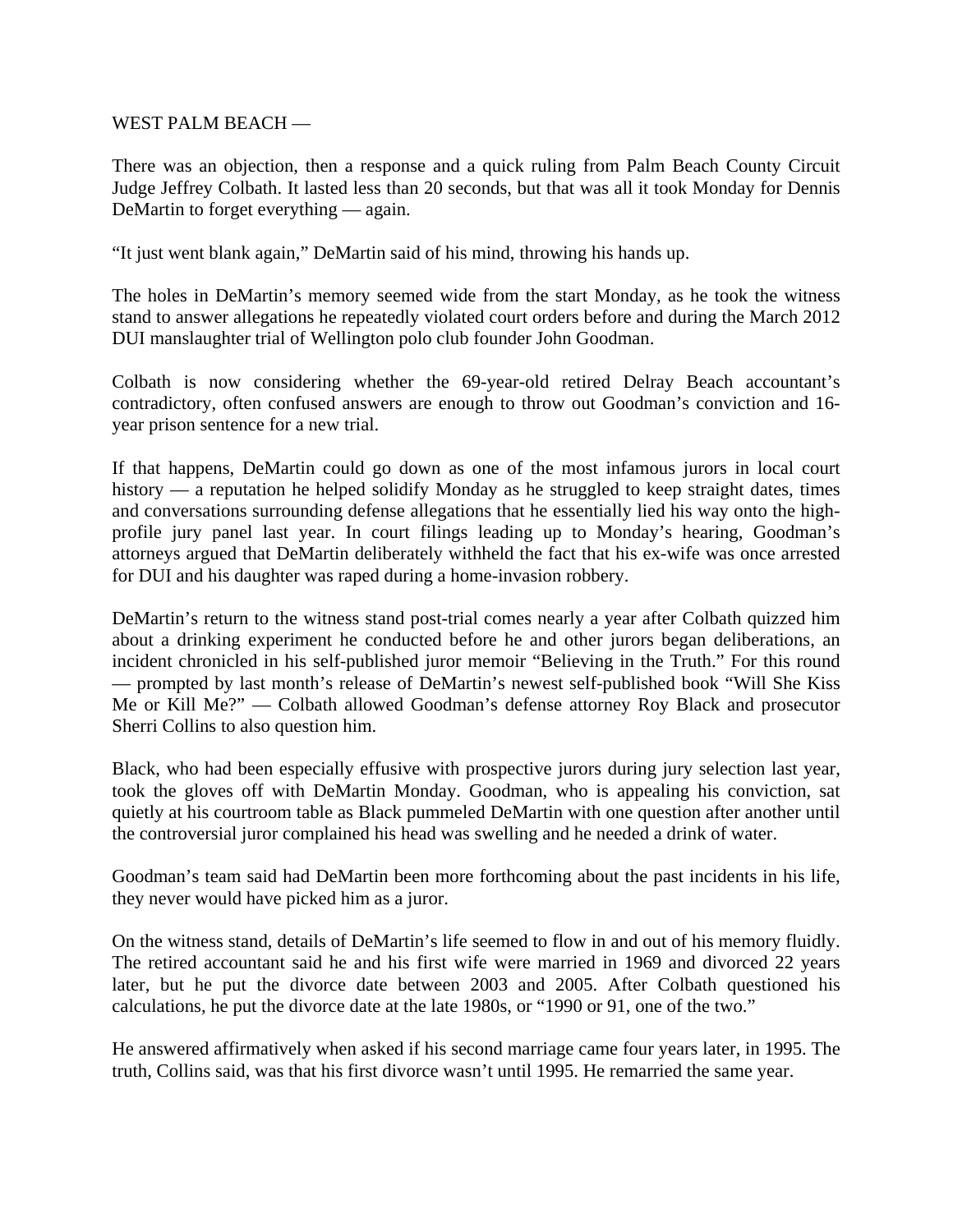WEST PALM BEACH —

There was an objection, then a response and a quick ruling from Palm Beach County Circuit Judge Jeffrey Colbath. It lasted less than 20 seconds, but that was all it took Monday for Dennis DeMartin to forget everything — again.

"It just went blank again," DeMartin said of his mind, throwing his hands up.

The holes in DeMartin's memory seemed wide from the start Monday, as he took the witness stand to answer allegations he repeatedly violated court orders before and during the March 2012 DUI manslaughter trial of Wellington polo club founder John Goodman.

Colbath is now considering whether the 69-year-old retired Delray Beach accountant's contradictory, often confused answers are enough to throw out Goodman's conviction and 16-year prison sentence for a new trial.

If that happens, DeMartin could go down as one of the most infamous jurors in local court history — a reputation he helped solidify Monday as he struggled to keep straight dates, times and conversations surrounding defense allegations that he essentially lied his way onto the high-profile jury panel last year. In court filings leading up to Monday's hearing, Goodman's attorneys argued that DeMartin deliberately withheld the fact that his ex-wife was once arrested for DUI and his daughter was raped during a home-invasion robbery.

DeMartin's return to the witness stand post-trial comes nearly a year after Colbath quizzed him about a drinking experiment he conducted before he and other jurors began deliberations, an incident chronicled in his self-published juror memoir "Believing in the Truth." For this round — prompted by last month's release of DeMartin's newest self-published book "Will She Kiss Me or Kill Me?" — Colbath allowed Goodman's defense attorney Roy Black and prosecutor Sherri Collins to also question him.

Black, who had been especially effusive with prospective jurors during jury selection last year, took the gloves off with DeMartin Monday. Goodman, who is appealing his conviction, sat quietly at his courtroom table as Black pummeled DeMartin with one question after another until the controversial juror complained his head was swelling and he needed a drink of water.

Goodman's team said had DeMartin been more forthcoming about the past incidents in his life, they never would have picked him as a juror.

On the witness stand, details of DeMartin's life seemed to flow in and out of his memory fluidly. The retired accountant said he and his first wife were married in 1969 and divorced 22 years later, but he put the divorce date between 2003 and 2005. After Colbath questioned his calculations, he put the divorce date at the late 1980s, or "1990 or 91, one of the two."

He answered affirmatively when asked if his second marriage came four years later, in 1995. The truth, Collins said, was that his first divorce wasn't until 1995. He remarried the same year.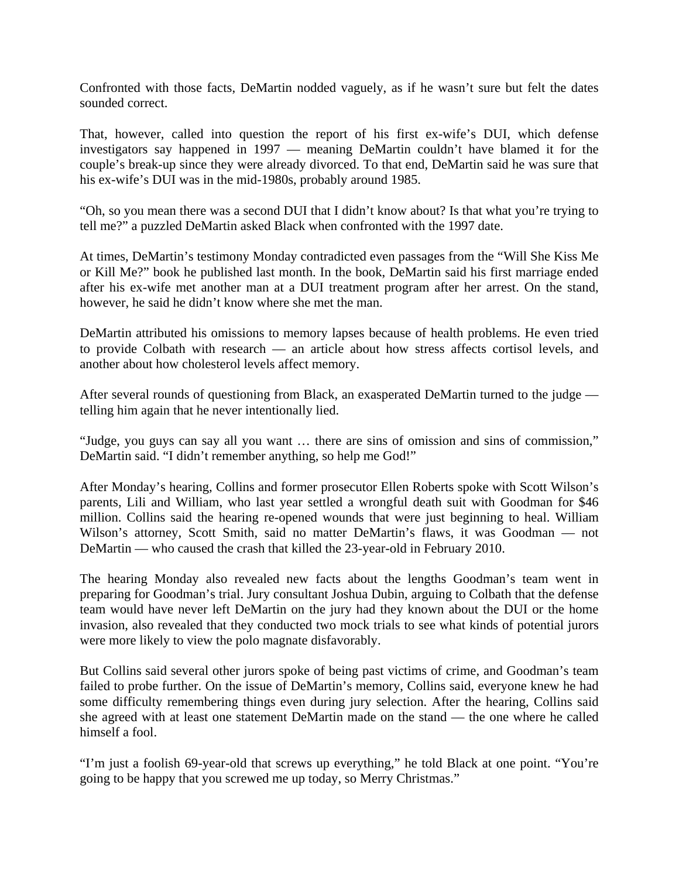Confronted with those facts, DeMartin nodded vaguely, as if he wasn't sure but felt the dates sounded correct.

That, however, called into question the report of his first ex-wife's DUI, which defense investigators say happened in 1997 — meaning DeMartin couldn't have blamed it for the couple's break-up since they were already divorced. To that end, DeMartin said he was sure that his ex-wife's DUI was in the mid-1980s, probably around 1985.

"Oh, so you mean there was a second DUI that I didn't know about? Is that what you're trying to tell me?" a puzzled DeMartin asked Black when confronted with the 1997 date.

At times, DeMartin's testimony Monday contradicted even passages from the "Will She Kiss Me or Kill Me?" book he published last month. In the book, DeMartin said his first marriage ended after his ex-wife met another man at a DUI treatment program after her arrest. On the stand, however, he said he didn't know where she met the man.

DeMartin attributed his omissions to memory lapses because of health problems. He even tried to provide Colbath with research — an article about how stress affects cortisol levels, and another about how cholesterol levels affect memory.

After several rounds of questioning from Black, an exasperated DeMartin turned to the judge — telling him again that he never intentionally lied.

"Judge, you guys can say all you want … there are sins of omission and sins of commission," DeMartin said. "I didn't remember anything, so help me God!"

After Monday's hearing, Collins and former prosecutor Ellen Roberts spoke with Scott Wilson's parents, Lili and William, who last year settled a wrongful death suit with Goodman for $46 million. Collins said the hearing re-opened wounds that were just beginning to heal. William Wilson's attorney, Scott Smith, said no matter DeMartin's flaws, it was Goodman — not DeMartin — who caused the crash that killed the 23-year-old in February 2010.

The hearing Monday also revealed new facts about the lengths Goodman's team went in preparing for Goodman's trial. Jury consultant Joshua Dubin, arguing to Colbath that the defense team would have never left DeMartin on the jury had they known about the DUI or the home invasion, also revealed that they conducted two mock trials to see what kinds of potential jurors were more likely to view the polo magnate disfavorably.

But Collins said several other jurors spoke of being past victims of crime, and Goodman's team failed to probe further. On the issue of DeMartin's memory, Collins said, everyone knew he had some difficulty remembering things even during jury selection. After the hearing, Collins said she agreed with at least one statement DeMartin made on the stand — the one where he called himself a fool.

"I'm just a foolish 69-year-old that screws up everything," he told Black at one point. "You're going to be happy that you screwed me up today, so Merry Christmas."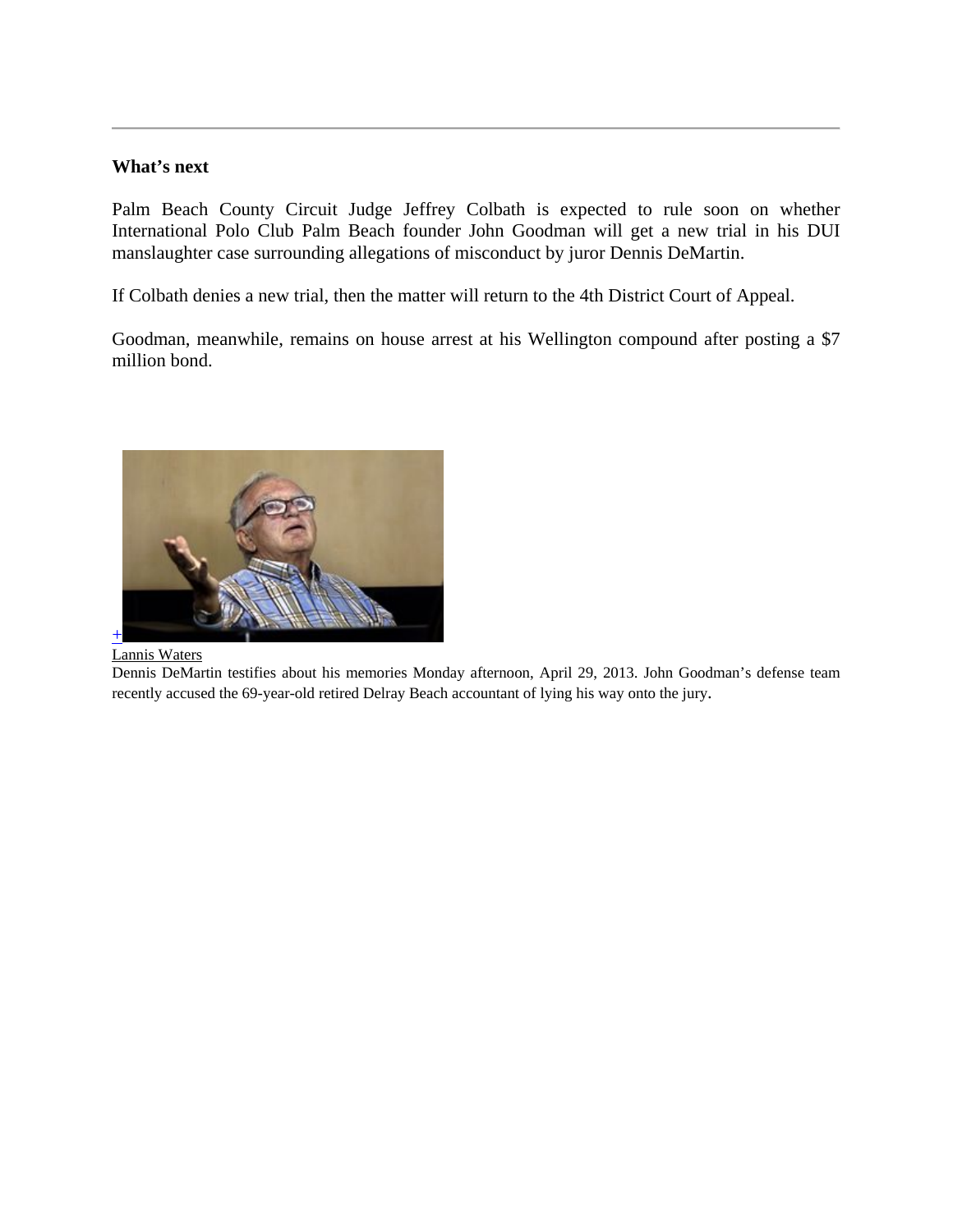---

**What's next**

Palm Beach County Circuit Judge Jeffrey Colbath is expected to rule soon on whether International Polo Club Palm Beach founder John Goodman will get a new trial in his DUI manslaughter case surrounding allegations of misconduct by juror Dennis DeMartin.

If Colbath denies a new trial, then the matter will return to the 4th District Court of Appeal.

Goodman, meanwhile, remains on house arrest at his Wellington compound after posting a $7 million bond.

+

Lannis Waters

Dennis DeMartin testifies about his memories Monday afternoon, April 29, 2013. John Goodman's defense team recently accused the 69-year-old retired Delray Beach accountant of lying his way onto the jury.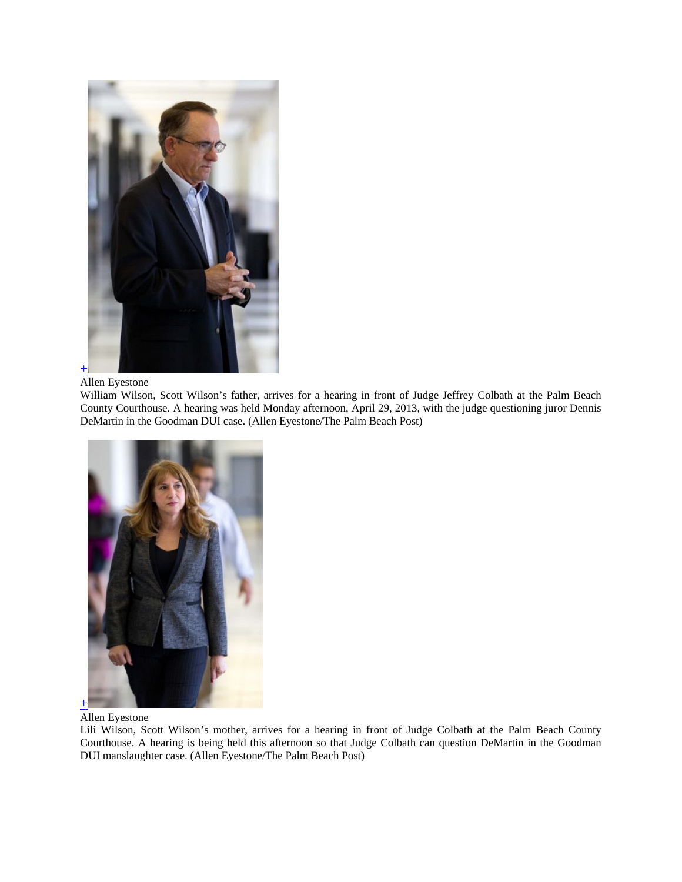+

Allen Eyestone

William Wilson, Scott Wilson's father, arrives for a hearing in front of Judge Jeffrey Colbath at the Palm Beach County Courthouse. A hearing was held Monday afternoon, April 29, 2013, with the judge questioning juror Dennis DeMartin in the Goodman DUI case. (Allen Eyestone/The Palm Beach Post)

+

Allen Eyestone

Lili Wilson, Scott Wilson's mother, arrives for a hearing in front of Judge Colbath at the Palm Beach County Courthouse. A hearing is being held this afternoon so that Judge Colbath can question DeMartin in the Goodman DUI manslaughter case. (Allen Eyestone/The Palm Beach Post)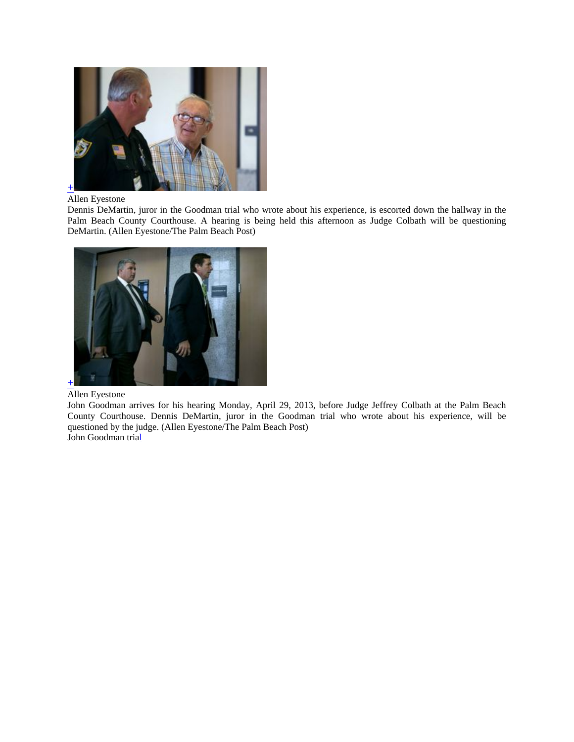+
Allen Eyestone
Dennis DeMartin, juror in the Goodman trial who wrote about his experience, is escorted down the hallway in the Palm Beach County Courthouse. A hearing is being held this afternoon as Judge Colbath will be questioning DeMartin. (Allen Eyestone/The Palm Beach Post)

+
Allen Eyestone
John Goodman arrives for his hearing Monday, April 29, 2013, before Judge Jeffrey Colbath at the Palm Beach County Courthouse. Dennis DeMartin, juror in the Goodman trial who wrote about his experience, will be questioned by the judge. (Allen Eyestone/The Palm Beach Post)
John Goodman trial